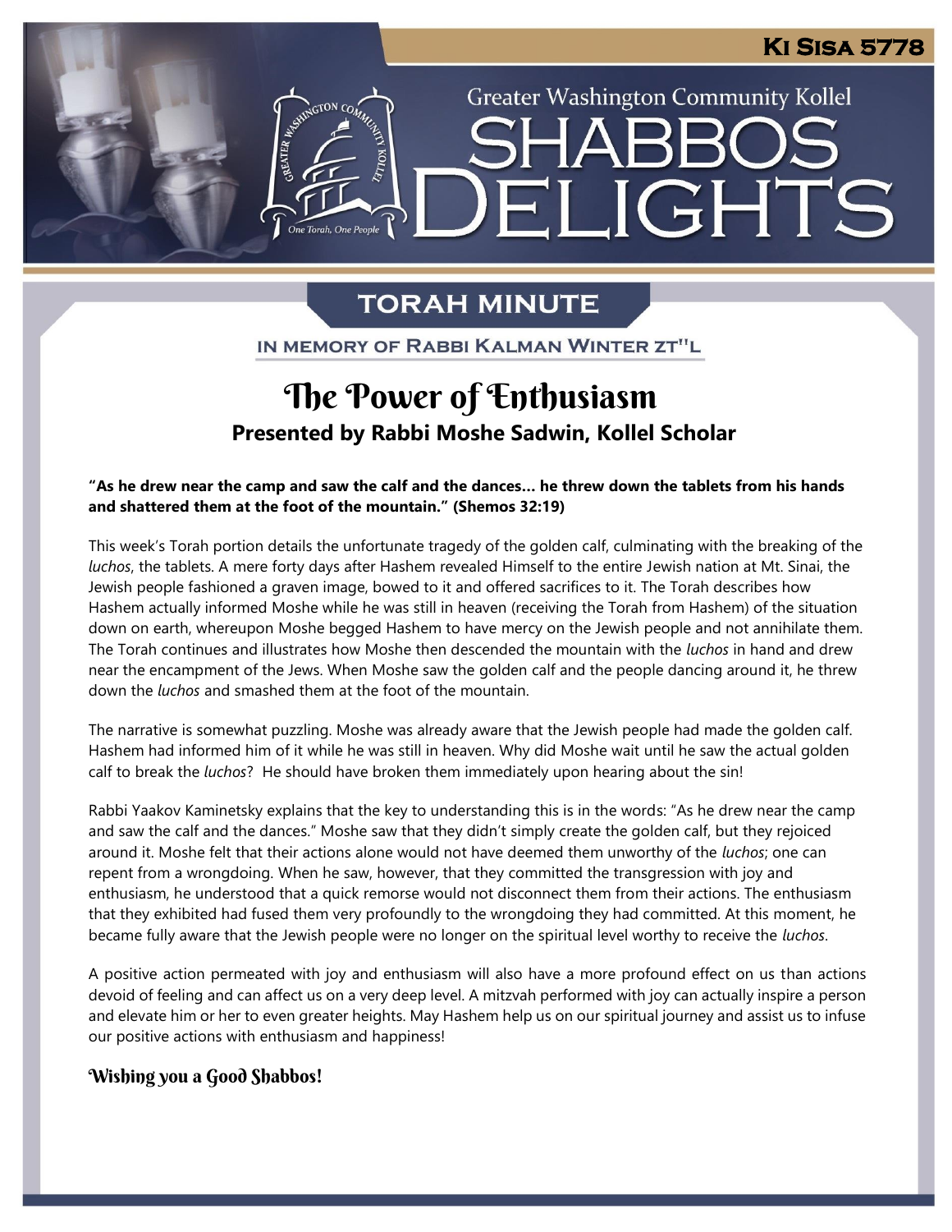Ki Sisa 5778

Greater Washington Community Kollel

# Shabbos Delights

## TORAH MINUTE

IN MEMORY OF RABBI KALMAN WINTER ZT"L

# The Power of Enthusiasm

### Presented by Rabbi Moshe Sadwin, Kollel Scholar

**"As he drew near the camp and saw the calf and the dances… he threw down the tablets from his hands and shattered them at the foot of the mountain." (Shemos 32:19)**

This week's Torah portion details the unfortunate tragedy of the golden calf, culminating with the breaking of the *luchos*, the tablets. A mere forty days after Hashem revealed Himself to the entire Jewish nation at Mt. Sinai, the Jewish people fashioned a graven image, bowed to it and offered sacrifices to it. The Torah describes how Hashem actually informed Moshe while he was still in heaven (receiving the Torah from Hashem) of the situation down on earth, whereupon Moshe begged Hashem to have mercy on the Jewish people and not annihilate them. The Torah continues and illustrates how Moshe then descended the mountain with the *luchos* in hand and drew near the encampment of the Jews. When Moshe saw the golden calf and the people dancing around it, he threw down the *luchos* and smashed them at the foot of the mountain.

The narrative is somewhat puzzling. Moshe was already aware that the Jewish people had made the golden calf. Hashem had informed him of it while he was still in heaven. Why did Moshe wait until he saw the actual golden calf to break the *luchos*? He should have broken them immediately upon hearing about the sin!

Rabbi Yaakov Kaminetsky explains that the key to understanding this is in the words: "As he drew near the camp and saw the calf and the dances." Moshe saw that they didn't simply create the golden calf, but they rejoiced around it. Moshe felt that their actions alone would not have deemed them unworthy of the *luchos*; one can repent from a wrongdoing. When he saw, however, that they committed the transgression with joy and enthusiasm, he understood that a quick remorse would not disconnect them from their actions. The enthusiasm that they exhibited had fused them very profoundly to the wrongdoing they had committed. At this moment, he became fully aware that the Jewish people were no longer on the spiritual level worthy to receive the *luchos*.

A positive action permeated with joy and enthusiasm will also have a more profound effect on us than actions devoid of feeling and can affect us on a very deep level. A mitzvah performed with joy can actually inspire a person and elevate him or her to even greater heights. May Hashem help us on our spiritual journey and assist us to infuse our positive actions with enthusiasm and happiness!

**Wishing you a Good Shabbos!**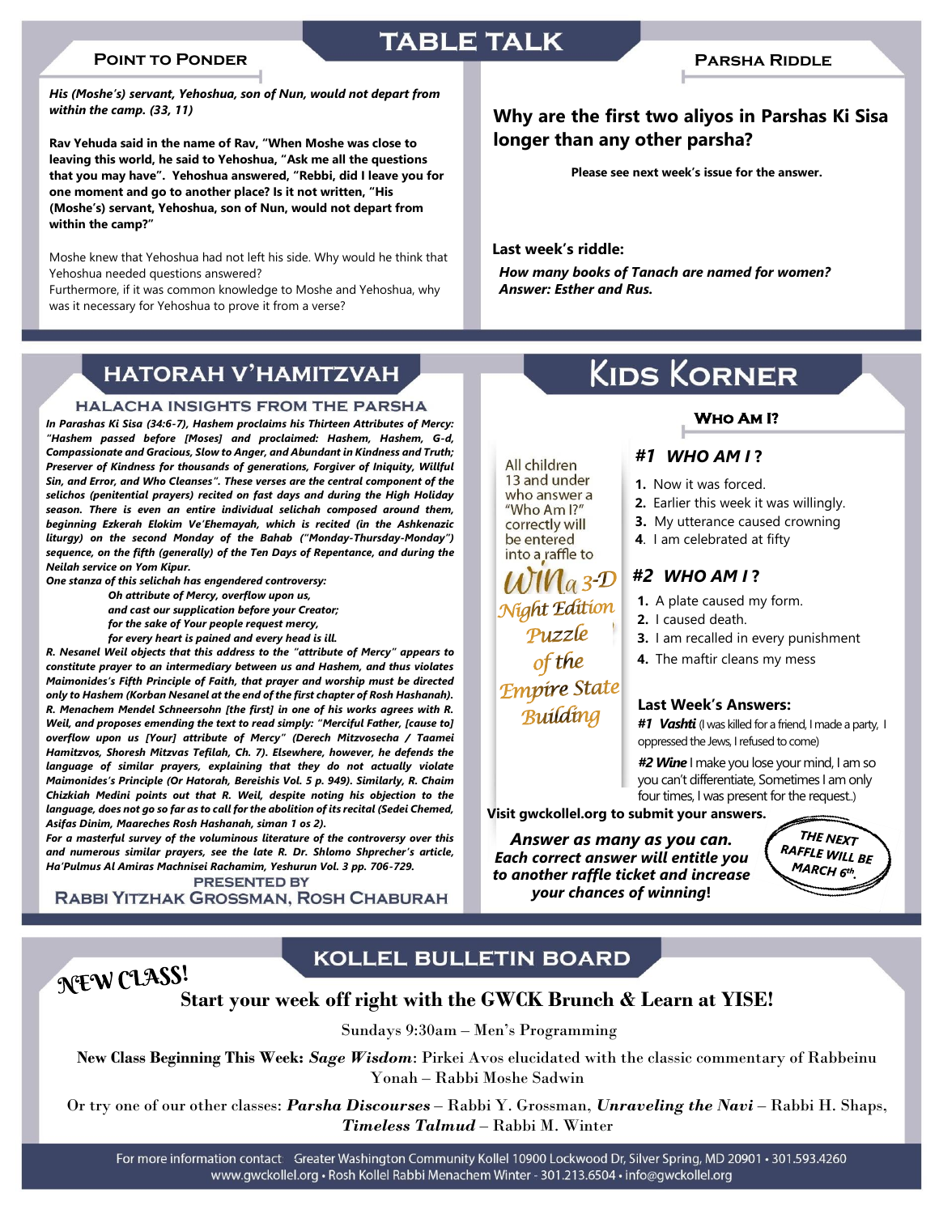# TABLE TALK

## Point to Ponder

***His (Moshe's) servant, Yehoshua, son of Nun, would not depart from within the camp. (33, 11)***

**Rav Yehuda said in the name of Rav, "When Moshe was close to leaving this world, he said to Yehoshua, "Ask me all the questions that you may have". Yehoshua answered, "Rebbi, did I leave you for one moment and go to another place? Is it not written, "His (Moshe's) servant, Yehoshua, son of Nun, would not depart from within the camp?"**

Moshe knew that Yehoshua had not left his side. Why would he think that Yehoshua needed questions answered?
Furthermore, if it was common knowledge to Moshe and Yehoshua, why was it necessary for Yehoshua to prove it from a verse?

## Parsha Riddle

**Why are the first two aliyos in Parshas Ki Sisa longer than any other parsha?**

**Please see next week's issue for the answer.**

**Last week's riddle:**

***How many books of Tanach are named for women?***
***Answer: Esther and Rus.***

# HATORAH V'HAMITZVAH

## HALACHA INSIGHTS FROM THE PARSHA

***In Parashas Ki Sisa (34:6-7), Hashem proclaims his Thirteen Attributes of Mercy: "Hashem passed before [Moses] and proclaimed: Hashem, Hashem, G-d, Compassionate and Gracious, Slow to Anger, and Abundant in Kindness and Truth; Preserver of Kindness for thousands of generations, Forgiver of Iniquity, Willful Sin, and Error, and Who Cleanses". These verses are the central component of the selichos (penitential prayers) recited on fast days and during the High Holiday season. There is even an entire individual selichah composed around them, beginning Ezkerah Elokim Ve'Ehemayah, which is recited (in the Ashkenazic liturgy) on the second Monday of the Bahab ("Monday-Thursday-Monday") sequence, on the fifth (generally) of the Ten Days of Repentance, and during the Neilah service on Yom Kipur.***

***One stanza of this selichah has engendered controversy:***

> ***Oh attribute of Mercy, overflow upon us,***
> ***and cast our supplication before your Creator;***
> ***for the sake of Your people request mercy,***
> ***for every heart is pained and every head is ill.***

***R. Nesanel Weil objects that this address to the "attribute of Mercy" appears to constitute prayer to an intermediary between us and Hashem, and thus violates Maimonides's Fifth Principle of Faith, that prayer and worship must be directed only to Hashem (Korban Nesanel at the end of the first chapter of Rosh Hashanah). R. Menachem Mendel Schneersohn [the first] in one of his works agrees with R. Weil, and proposes emending the text to read simply: "Merciful Father, [cause to] overflow upon us [Your] attribute of Mercy" (Derech Mitzvosecha / Taamei Hamitzvos, Shoresh Mitzvas Tefilah, Ch. 7). Elsewhere, however, he defends the language of similar prayers, explaining that they do not actually violate Maimonides's Principle (Or Hatorah, Bereishis Vol. 5 p. 949). Similarly, R. Chaim Chizkiah Medini points out that R. Weil, despite noting his objection to the language, does not go so far as to call for the abolition of its recital (Sedei Chemed, Asifas Dinim, Maareches Rosh Hashanah, siman 1 os 2).***

***For a masterful survey of the voluminous literature of the controversy over this and numerous similar prayers, see the late R. Dr. Shlomo Shprecher's article, Ha'Pulmus Al Amiras Machnisei Rachamim, Yeshurun Vol. 3 pp. 706-729.***

PRESENTED BY
RABBI YITZHAK GROSSMAN, ROSH CHABURAH

# KIDS KORNER

## Who Am I?

All children 13 and under who answer a "Who Am I?" correctly will be entered into a raffle to

**Win a 3-D Night Edition Puzzle of the Empire State Building**

### #1 WHO AM I?

1. Now it was forced.
2. Earlier this week it was willingly.
3. My utterance caused crowning
4. I am celebrated at fifty

### #2 WHO AM I?

1. A plate caused my form.
2. I caused death.
3. I am recalled in every punishment
4. The maftir cleans my mess

**Last Week's Answers:**

***#1 Vashti*** (I was killed for a friend, I made a party, I oppressed the Jews, I refused to come)

***#2 Wine*** I make you lose your mind, I am so you can't differentiate, Sometimes I am only four times, I was present for the request.)

**Visit gwckollel.org to submit your answers.**

***Answer as many as you can. Each correct answer will entitle you to another raffle ticket and increase your chances of winning!***

*THE NEXT RAFFLE WILL BE MARCH 6th.*

# KOLLEL BULLETIN BOARD

*NEW CLASS!*

**Start your week off right with the GWCK Brunch & Learn at YISE!**

Sundays 9:30am – Men's Programming

**New Class Beginning This Week:** ***Sage Wisdom***: Pirkei Avos elucidated with the classic commentary of Rabbeinu Yonah – Rabbi Moshe Sadwin

Or try one of our other classes: ***Parsha Discourses*** – Rabbi Y. Grossman, ***Unraveling the Navi*** – Rabbi H. Shaps, ***Timeless Talmud*** – Rabbi M. Winter

For more information contact: Greater Washington Community Kollel 10900 Lockwood Dr, Silver Spring, MD 20901 • 301.593.4260
www.gwckollel.org • Rosh Kollel Rabbi Menachem Winter - 301.213.6504 • info@gwckollel.org